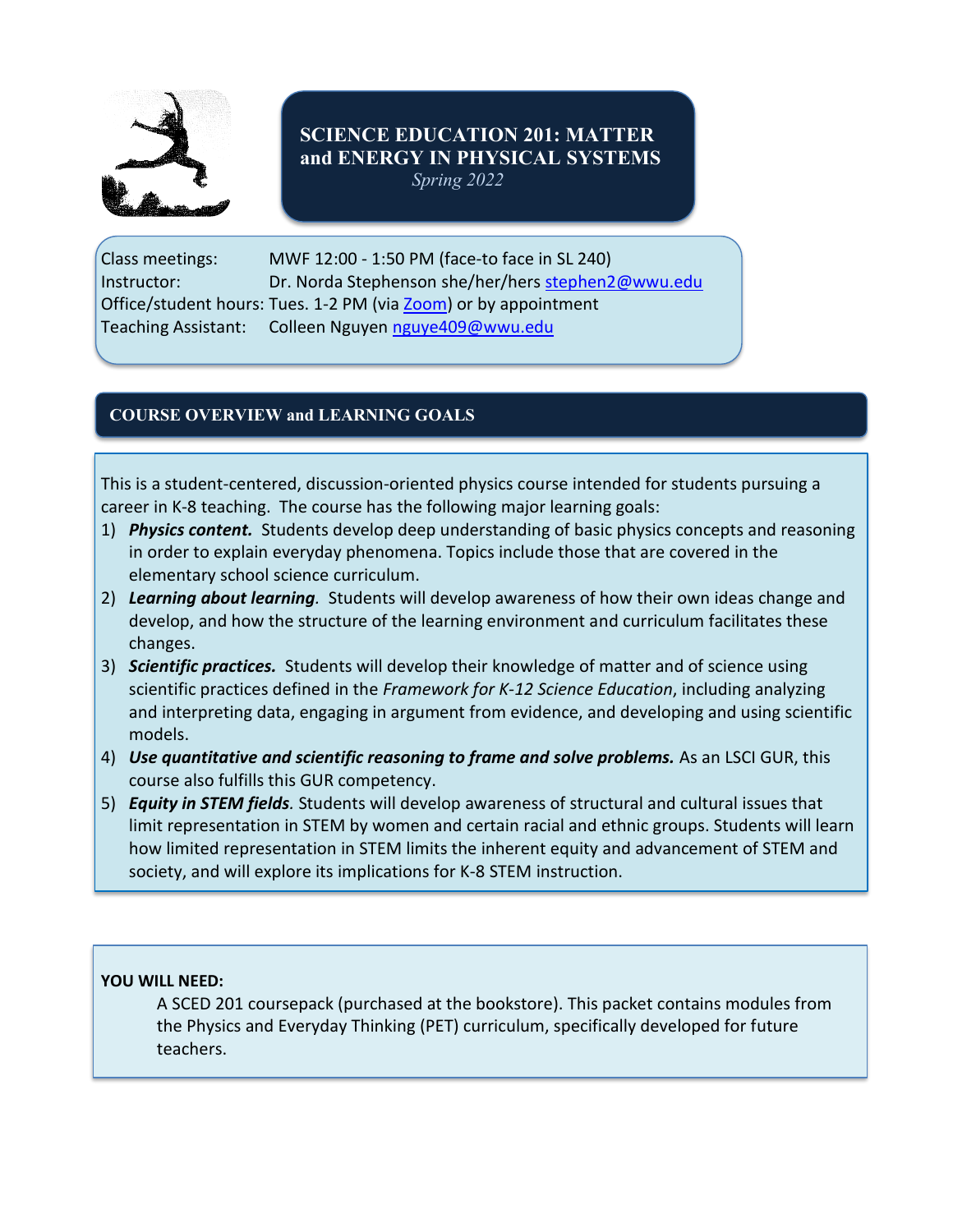# SCIENCE EDUCATION 201: MATTER and ENERGY IN PHYSICAL SYSTEMS

*Spring 2022*

Class meetings: MWF 12:00 - 1:50 PM (face-to face in SL 240)
Instructor: Dr. Norda Stephenson she/her/hers stephen2@wwu.edu
Office/student hours: Tues. 1-2 PM (via Zoom) or by appointment
Teaching Assistant: Colleen Nguyen nguye409@wwu.edu

## COURSE OVERVIEW and LEARNING GOALS

This is a student-centered, discussion-oriented physics course intended for students pursuing a career in K-8 teaching. The course has the following major learning goals:

1) ***Physics content.*** Students develop deep understanding of basic physics concepts and reasoning in order to explain everyday phenomena. Topics include those that are covered in the elementary school science curriculum.
2) ***Learning about learning****.* Students will develop awareness of how their own ideas change and develop, and how the structure of the learning environment and curriculum facilitates these changes.
3) ***Scientific practices.*** Students will develop their knowledge of matter and of science using scientific practices defined in the *Framework for K-12 Science Education*, including analyzing and interpreting data, engaging in argument from evidence, and developing and using scientific models.
4) ***Use quantitative and scientific reasoning to frame and solve problems.*** As an LSCI GUR, this course also fulfills this GUR competency.
5) ***Equity in STEM fields****.* Students will develop awareness of structural and cultural issues that limit representation in STEM by women and certain racial and ethnic groups. Students will learn how limited representation in STEM limits the inherent equity and advancement of STEM and society, and will explore its implications for K-8 STEM instruction.

**YOU WILL NEED:**

A SCED 201 coursepack (purchased at the bookstore). This packet contains modules from the Physics and Everyday Thinking (PET) curriculum, specifically developed for future teachers.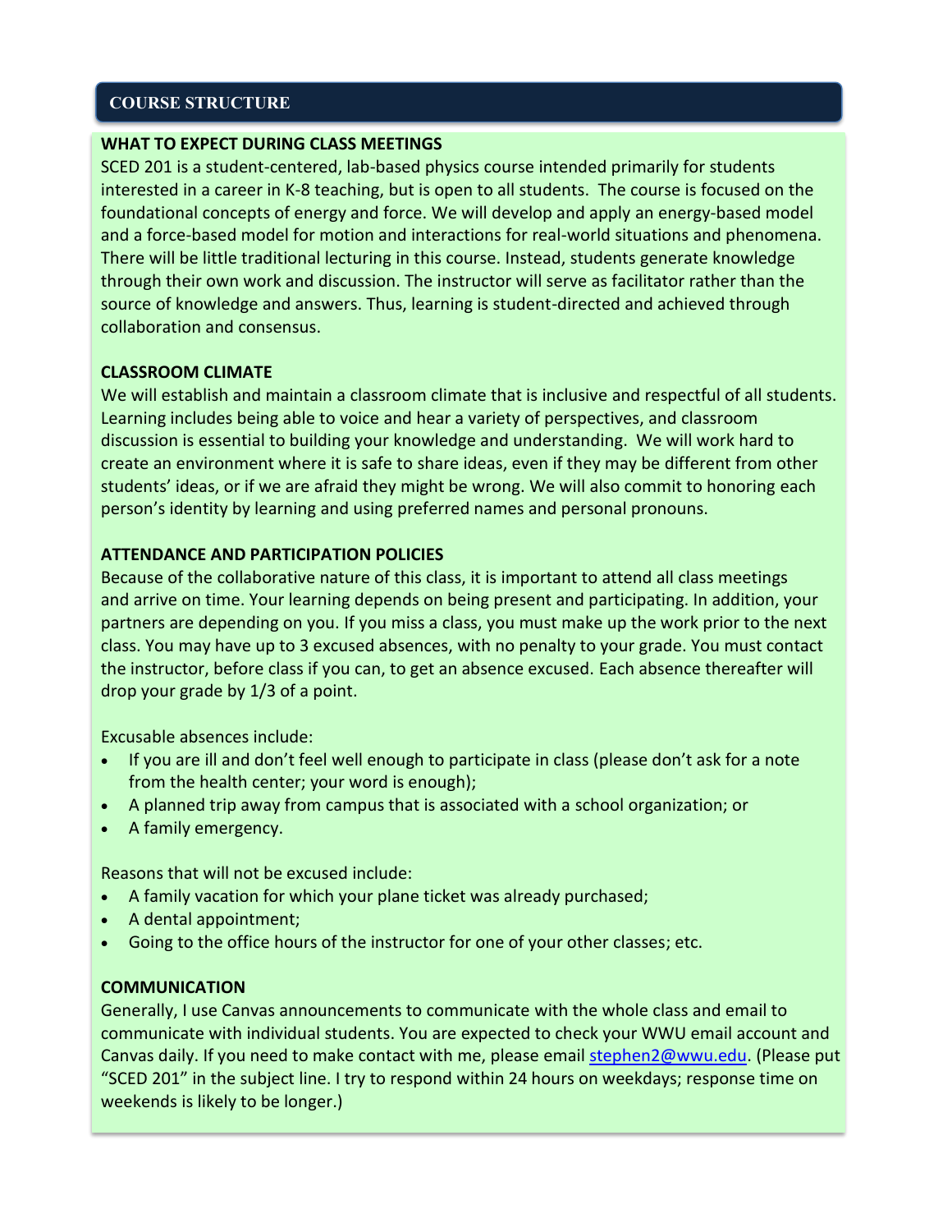## COURSE STRUCTURE

### WHAT TO EXPECT DURING CLASS MEETINGS

SCED 201 is a student-centered, lab-based physics course intended primarily for students interested in a career in K-8 teaching, but is open to all students. The course is focused on the foundational concepts of energy and force. We will develop and apply an energy-based model and a force-based model for motion and interactions for real-world situations and phenomena. There will be little traditional lecturing in this course. Instead, students generate knowledge through their own work and discussion. The instructor will serve as facilitator rather than the source of knowledge and answers. Thus, learning is student-directed and achieved through collaboration and consensus.

### CLASSROOM CLIMATE

We will establish and maintain a classroom climate that is inclusive and respectful of all students. Learning includes being able to voice and hear a variety of perspectives, and classroom discussion is essential to building your knowledge and understanding. We will work hard to create an environment where it is safe to share ideas, even if they may be different from other students' ideas, or if we are afraid they might be wrong. We will also commit to honoring each person's identity by learning and using preferred names and personal pronouns.

### ATTENDANCE AND PARTICIPATION POLICIES

Because of the collaborative nature of this class, it is important to attend all class meetings and arrive on time. Your learning depends on being present and participating. In addition, your partners are depending on you. If you miss a class, you must make up the work prior to the next class. You may have up to 3 excused absences, with no penalty to your grade. You must contact the instructor, before class if you can, to get an absence excused. Each absence thereafter will drop your grade by 1/3 of a point.

Excusable absences include:

- If you are ill and don't feel well enough to participate in class (please don't ask for a note from the health center; your word is enough);
- A planned trip away from campus that is associated with a school organization; or
- A family emergency.

Reasons that will not be excused include:

- A family vacation for which your plane ticket was already purchased;
- A dental appointment;
- Going to the office hours of the instructor for one of your other classes; etc.

### COMMUNICATION

Generally, I use Canvas announcements to communicate with the whole class and email to communicate with individual students. You are expected to check your WWU email account and Canvas daily. If you need to make contact with me, please email stephen2@wwu.edu. (Please put "SCED 201" in the subject line. I try to respond within 24 hours on weekdays; response time on weekends is likely to be longer.)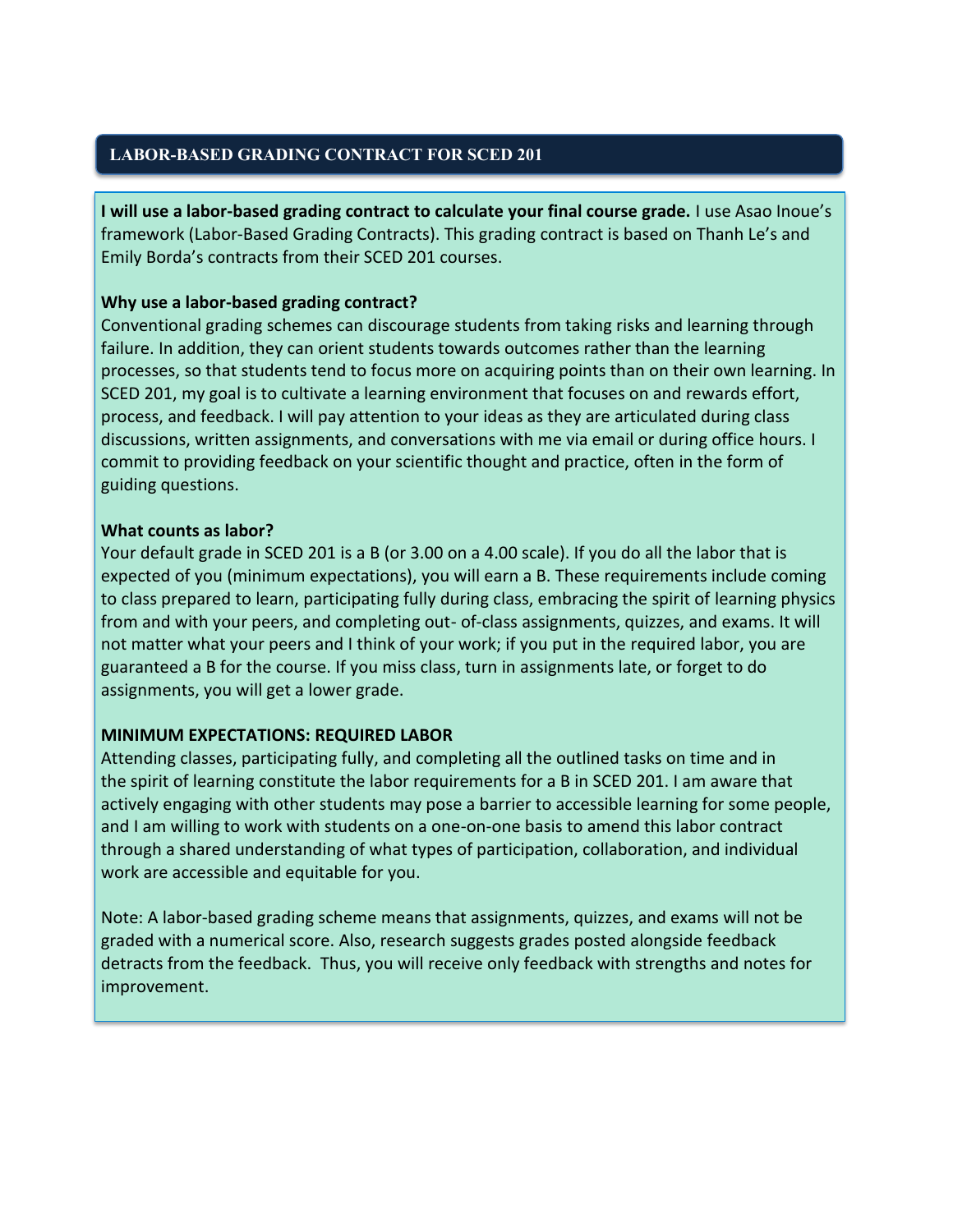## LABOR-BASED GRADING CONTRACT FOR SCED 201

**I will use a labor-based grading contract to calculate your final course grade.** I use Asao Inoue's framework (Labor-Based Grading Contracts). This grading contract is based on Thanh Le's and Emily Borda's contracts from their SCED 201 courses.

**Why use a labor-based grading contract?**

Conventional grading schemes can discourage students from taking risks and learning through failure. In addition, they can orient students towards outcomes rather than the learning processes, so that students tend to focus more on acquiring points than on their own learning. In SCED 201, my goal is to cultivate a learning environment that focuses on and rewards effort, process, and feedback. I will pay attention to your ideas as they are articulated during class discussions, written assignments, and conversations with me via email or during office hours. I commit to providing feedback on your scientific thought and practice, often in the form of guiding questions.

**What counts as labor?**

Your default grade in SCED 201 is a B (or 3.00 on a 4.00 scale). If you do all the labor that is expected of you (minimum expectations), you will earn a B. These requirements include coming to class prepared to learn, participating fully during class, embracing the spirit of learning physics from and with your peers, and completing out- of-class assignments, quizzes, and exams. It will not matter what your peers and I think of your work; if you put in the required labor, you are guaranteed a B for the course. If you miss class, turn in assignments late, or forget to do assignments, you will get a lower grade.

**MINIMUM EXPECTATIONS: REQUIRED LABOR**

Attending classes, participating fully, and completing all the outlined tasks on time and in the spirit of learning constitute the labor requirements for a B in SCED 201. I am aware that actively engaging with other students may pose a barrier to accessible learning for some people, and I am willing to work with students on a one-on-one basis to amend this labor contract through a shared understanding of what types of participation, collaboration, and individual work are accessible and equitable for you.

Note: A labor-based grading scheme means that assignments, quizzes, and exams will not be graded with a numerical score. Also, research suggests grades posted alongside feedback detracts from the feedback. Thus, you will receive only feedback with strengths and notes for improvement.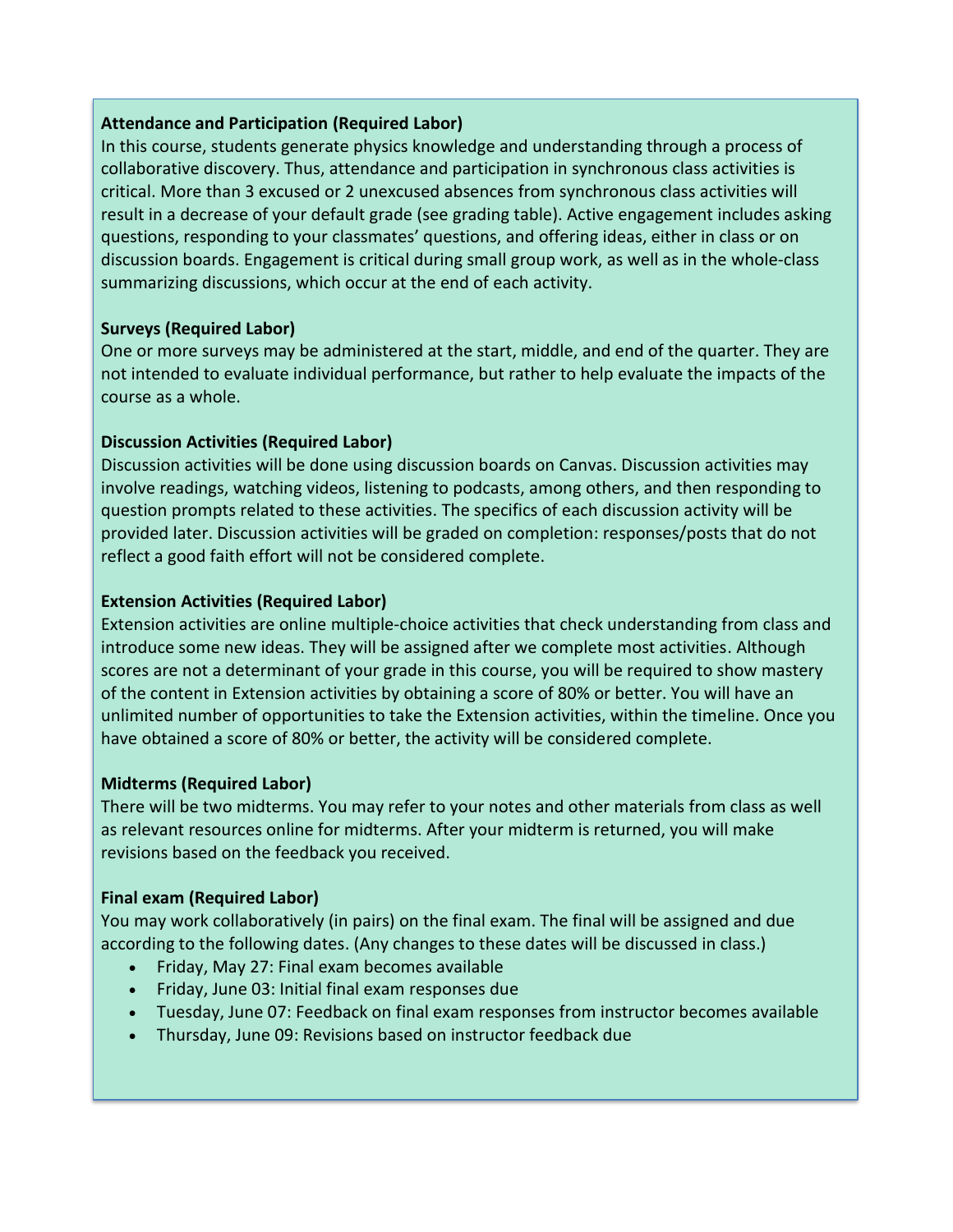**Attendance and Participation (Required Labor)**

In this course, students generate physics knowledge and understanding through a process of collaborative discovery. Thus, attendance and participation in synchronous class activities is critical. More than 3 excused or 2 unexcused absences from synchronous class activities will result in a decrease of your default grade (see grading table). Active engagement includes asking questions, responding to your classmates' questions, and offering ideas, either in class or on discussion boards. Engagement is critical during small group work, as well as in the whole-class summarizing discussions, which occur at the end of each activity.

**Surveys (Required Labor)**

One or more surveys may be administered at the start, middle, and end of the quarter. They are not intended to evaluate individual performance, but rather to help evaluate the impacts of the course as a whole.

**Discussion Activities (Required Labor)**

Discussion activities will be done using discussion boards on Canvas. Discussion activities may involve readings, watching videos, listening to podcasts, among others, and then responding to question prompts related to these activities. The specifics of each discussion activity will be provided later. Discussion activities will be graded on completion: responses/posts that do not reflect a good faith effort will not be considered complete.

**Extension Activities (Required Labor)**

Extension activities are online multiple-choice activities that check understanding from class and introduce some new ideas. They will be assigned after we complete most activities. Although scores are not a determinant of your grade in this course, you will be required to show mastery of the content in Extension activities by obtaining a score of 80% or better. You will have an unlimited number of opportunities to take the Extension activities, within the timeline. Once you have obtained a score of 80% or better, the activity will be considered complete.

**Midterms (Required Labor)**

There will be two midterms. You may refer to your notes and other materials from class as well as relevant resources online for midterms. After your midterm is returned, you will make revisions based on the feedback you received.

**Final exam (Required Labor)**

You may work collaboratively (in pairs) on the final exam. The final will be assigned and due according to the following dates. (Any changes to these dates will be discussed in class.)

- Friday, May 27: Final exam becomes available
- Friday, June 03: Initial final exam responses due
- Tuesday, June 07: Feedback on final exam responses from instructor becomes available
- Thursday, June 09: Revisions based on instructor feedback due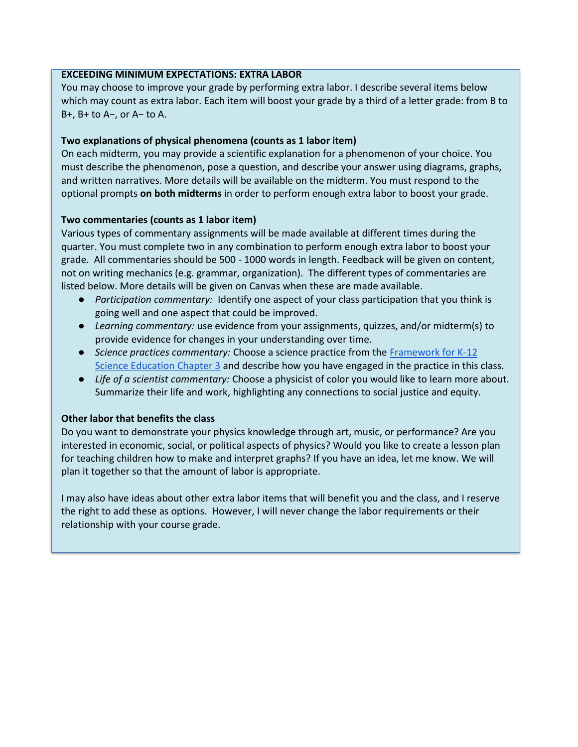**EXCEEDING MINIMUM EXPECTATIONS: EXTRA LABOR**

You may choose to improve your grade by performing extra labor. I describe several items below which may count as extra labor. Each item will boost your grade by a third of a letter grade: from B to B+, B+ to A−, or A− to A.

**Two explanations of physical phenomena (counts as 1 labor item)**

On each midterm, you may provide a scientific explanation for a phenomenon of your choice. You must describe the phenomenon, pose a question, and describe your answer using diagrams, graphs, and written narratives. More details will be available on the midterm. You must respond to the optional prompts **on both midterms** in order to perform enough extra labor to boost your grade.

**Two commentaries (counts as 1 labor item)**

Various types of commentary assignments will be made available at different times during the quarter. You must complete two in any combination to perform enough extra labor to boost your grade. All commentaries should be 500 - 1000 words in length. Feedback will be given on content, not on writing mechanics (e.g. grammar, organization). The different types of commentaries are listed below. More details will be given on Canvas when these are made available.

- *Participation commentary:* Identify one aspect of your class participation that you think is going well and one aspect that could be improved.
- *Learning commentary:* use evidence from your assignments, quizzes, and/or midterm(s) to provide evidence for changes in your understanding over time.
- *Science practices commentary:* Choose a science practice from the Framework for K-12 Science Education Chapter 3 and describe how you have engaged in the practice in this class.
- *Life of a scientist commentary:* Choose a physicist of color you would like to learn more about. Summarize their life and work, highlighting any connections to social justice and equity.

**Other labor that benefits the class**

Do you want to demonstrate your physics knowledge through art, music, or performance? Are you interested in economic, social, or political aspects of physics? Would you like to create a lesson plan for teaching children how to make and interpret graphs? If you have an idea, let me know. We will plan it together so that the amount of labor is appropriate.

I may also have ideas about other extra labor items that will benefit you and the class, and I reserve the right to add these as options. However, I will never change the labor requirements or their relationship with your course grade.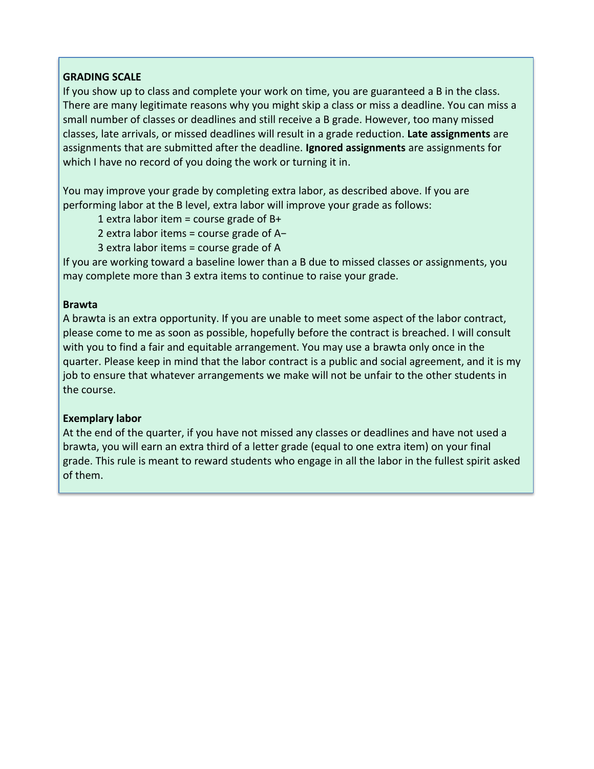## GRADING SCALE

If you show up to class and complete your work on time, you are guaranteed a B in the class. There are many legitimate reasons why you might skip a class or miss a deadline. You can miss a small number of classes or deadlines and still receive a B grade. However, too many missed classes, late arrivals, or missed deadlines will result in a grade reduction. **Late assignments** are assignments that are submitted after the deadline. **Ignored assignments** are assignments for which I have no record of you doing the work or turning it in.

You may improve your grade by completing extra labor, as described above. If you are performing labor at the B level, extra labor will improve your grade as follows:

- 1 extra labor item = course grade of B+
- 2 extra labor items = course grade of A−
- 3 extra labor items = course grade of A

If you are working toward a baseline lower than a B due to missed classes or assignments, you may complete more than 3 extra items to continue to raise your grade.

### Brawta

A brawta is an extra opportunity. If you are unable to meet some aspect of the labor contract, please come to me as soon as possible, hopefully before the contract is breached. I will consult with you to find a fair and equitable arrangement. You may use a brawta only once in the quarter. Please keep in mind that the labor contract is a public and social agreement, and it is my job to ensure that whatever arrangements we make will not be unfair to the other students in the course.

### Exemplary labor

At the end of the quarter, if you have not missed any classes or deadlines and have not used a brawta, you will earn an extra third of a letter grade (equal to one extra item) on your final grade. This rule is meant to reward students who engage in all the labor in the fullest spirit asked of them.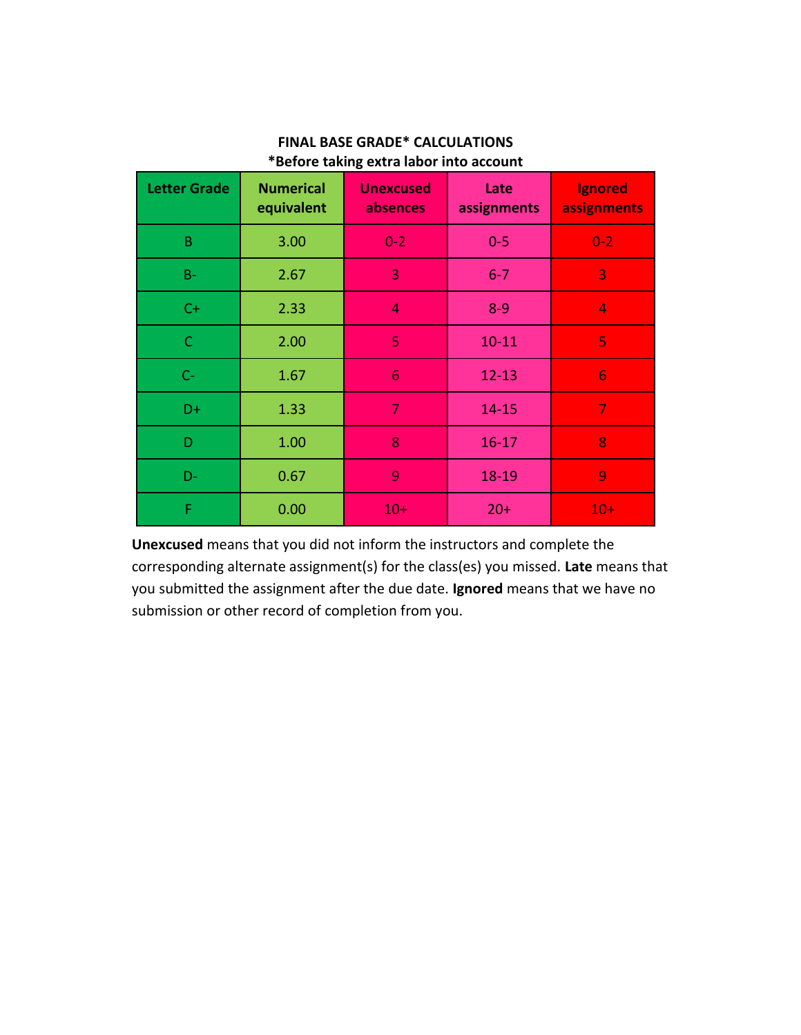**FINAL BASE GRADE* CALCULATIONS**
***Before taking extra labor into account**

| Letter Grade | Numerical equivalent | Unexcused absences | Late assignments | Ignored assignments |
|---|---|---|---|---|
| B | 3.00 | 0-2 | 0-5 | 0-2 |
| B- | 2.67 | 3 | 6-7 | 3 |
| C+ | 2.33 | 4 | 8-9 | 4 |
| C | 2.00 | 5 | 10-11 | 5 |
| C- | 1.67 | 6 | 12-13 | 6 |
| D+ | 1.33 | 7 | 14-15 | 7 |
| D | 1.00 | 8 | 16-17 | 8 |
| D- | 0.67 | 9 | 18-19 | 9 |
| F | 0.00 | 10+ | 20+ | 10+ |

**Unexcused** means that you did not inform the instructors and complete the corresponding alternate assignment(s) for the class(es) you missed. **Late** means that you submitted the assignment after the due date. **Ignored** means that we have no submission or other record of completion from you.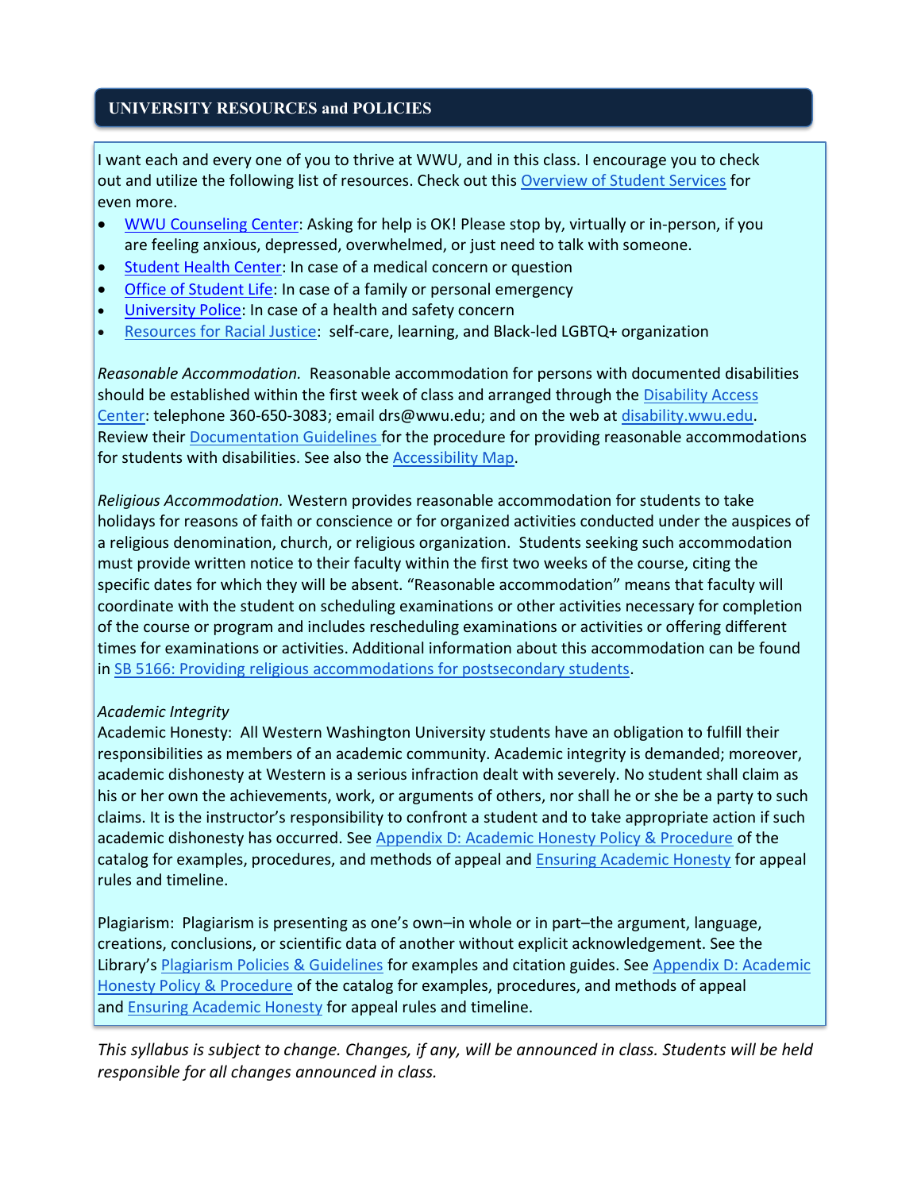## UNIVERSITY RESOURCES and POLICIES

I want each and every one of you to thrive at WWU, and in this class. I encourage you to check out and utilize the following list of resources. Check out this Overview of Student Services for even more.

- WWU Counseling Center: Asking for help is OK! Please stop by, virtually or in-person, if you are feeling anxious, depressed, overwhelmed, or just need to talk with someone.
- Student Health Center: In case of a medical concern or question
- Office of Student Life: In case of a family or personal emergency
- University Police: In case of a health and safety concern
- Resources for Racial Justice: self-care, learning, and Black-led LGBTQ+ organization

*Reasonable Accommodation.* Reasonable accommodation for persons with documented disabilities should be established within the first week of class and arranged through the Disability Access Center: telephone 360-650-3083; email drs@wwu.edu; and on the web at disability.wwu.edu. Review their Documentation Guidelines for the procedure for providing reasonable accommodations for students with disabilities. See also the Accessibility Map.

*Religious Accommodation.* Western provides reasonable accommodation for students to take holidays for reasons of faith or conscience or for organized activities conducted under the auspices of a religious denomination, church, or religious organization. Students seeking such accommodation must provide written notice to their faculty within the first two weeks of the course, citing the specific dates for which they will be absent. "Reasonable accommodation" means that faculty will coordinate with the student on scheduling examinations or other activities necessary for completion of the course or program and includes rescheduling examinations or activities or offering different times for examinations or activities. Additional information about this accommodation can be found in SB 5166: Providing religious accommodations for postsecondary students.

*Academic Integrity*

Academic Honesty: All Western Washington University students have an obligation to fulfill their responsibilities as members of an academic community. Academic integrity is demanded; moreover, academic dishonesty at Western is a serious infraction dealt with severely. No student shall claim as his or her own the achievements, work, or arguments of others, nor shall he or she be a party to such claims. It is the instructor's responsibility to confront a student and to take appropriate action if such academic dishonesty has occurred. See Appendix D: Academic Honesty Policy & Procedure of the catalog for examples, procedures, and methods of appeal and Ensuring Academic Honesty for appeal rules and timeline.

Plagiarism: Plagiarism is presenting as one's own–in whole or in part–the argument, language, creations, conclusions, or scientific data of another without explicit acknowledgement. See the Library's Plagiarism Policies & Guidelines for examples and citation guides. See Appendix D: Academic Honesty Policy & Procedure of the catalog for examples, procedures, and methods of appeal and Ensuring Academic Honesty for appeal rules and timeline.

*This syllabus is subject to change. Changes, if any, will be announced in class. Students will be held responsible for all changes announced in class.*